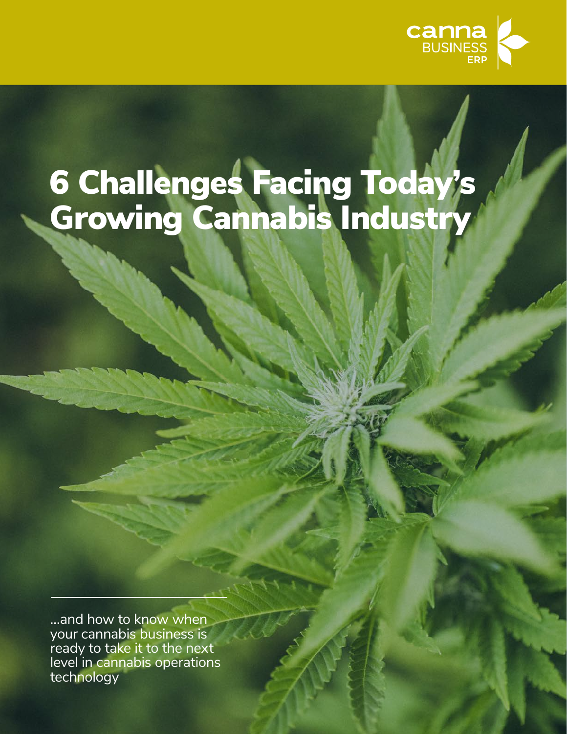canna BUSINESS ERP

# 6 Challenges Facing Today's Growing Cannabis Industry

...and how to know when your cannabis business is ready to take it to the next level in cannabis operations technology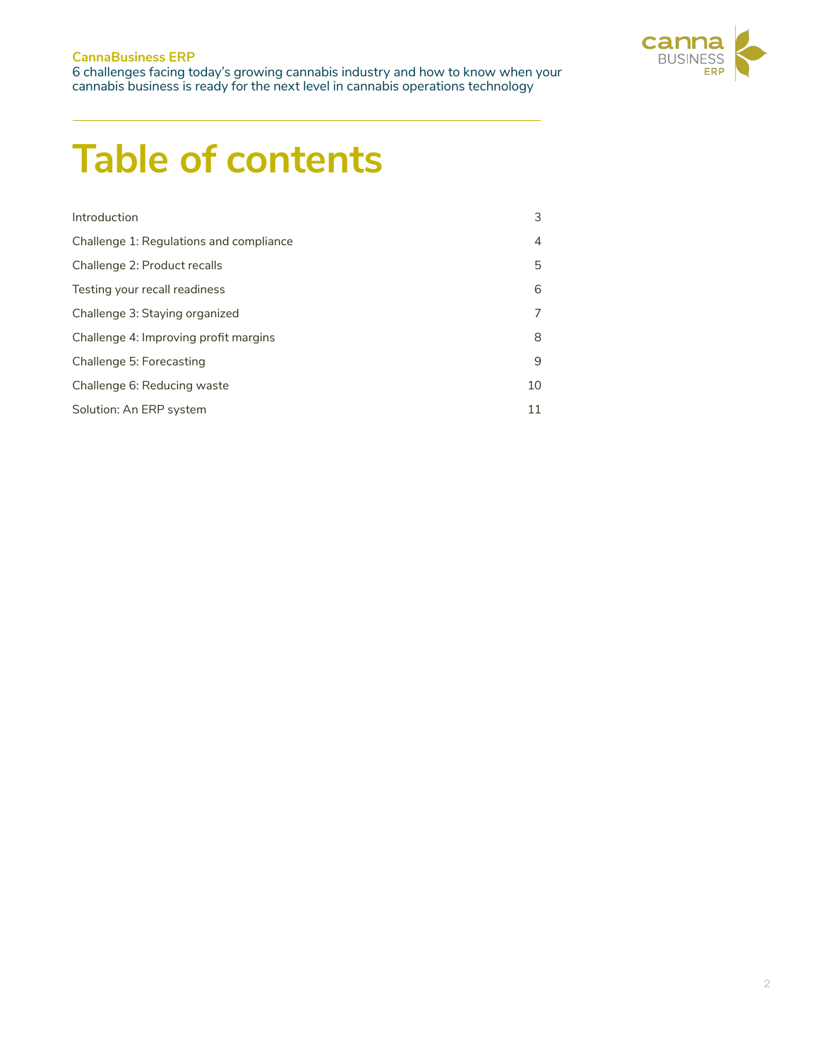# Table of contents

| | |
|---|---|
| Introduction | 3 |
| Challenge 1: Regulations and compliance | 4 |
| Challenge 2: Product recalls | 5 |
| Testing your recall readiness | 6 |
| Challenge 3: Staying organized | 7 |
| Challenge 4: Improving profit margins | 8 |
| Challenge 5: Forecasting | 9 |
| Challenge 6: Reducing waste | 10 |
| Solution: An ERP system | 11 |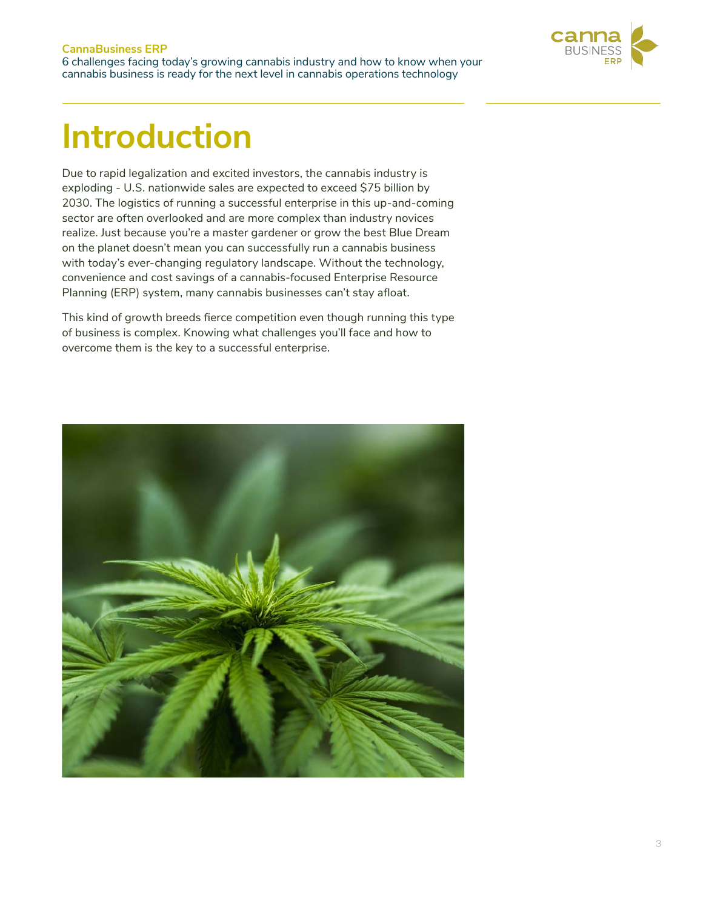# Introduction

Due to rapid legalization and excited investors, the cannabis industry is exploding - U.S. nationwide sales are expected to exceed $75 billion by 2030. The logistics of running a successful enterprise in this up-and-coming sector are often overlooked and are more complex than industry novices realize. Just because you're a master gardener or grow the best Blue Dream on the planet doesn't mean you can successfully run a cannabis business with today's ever-changing regulatory landscape. Without the technology, convenience and cost savings of a cannabis-focused Enterprise Resource Planning (ERP) system, many cannabis businesses can't stay afloat.

This kind of growth breeds fierce competition even though running this type of business is complex. Knowing what challenges you'll face and how to overcome them is the key to a successful enterprise.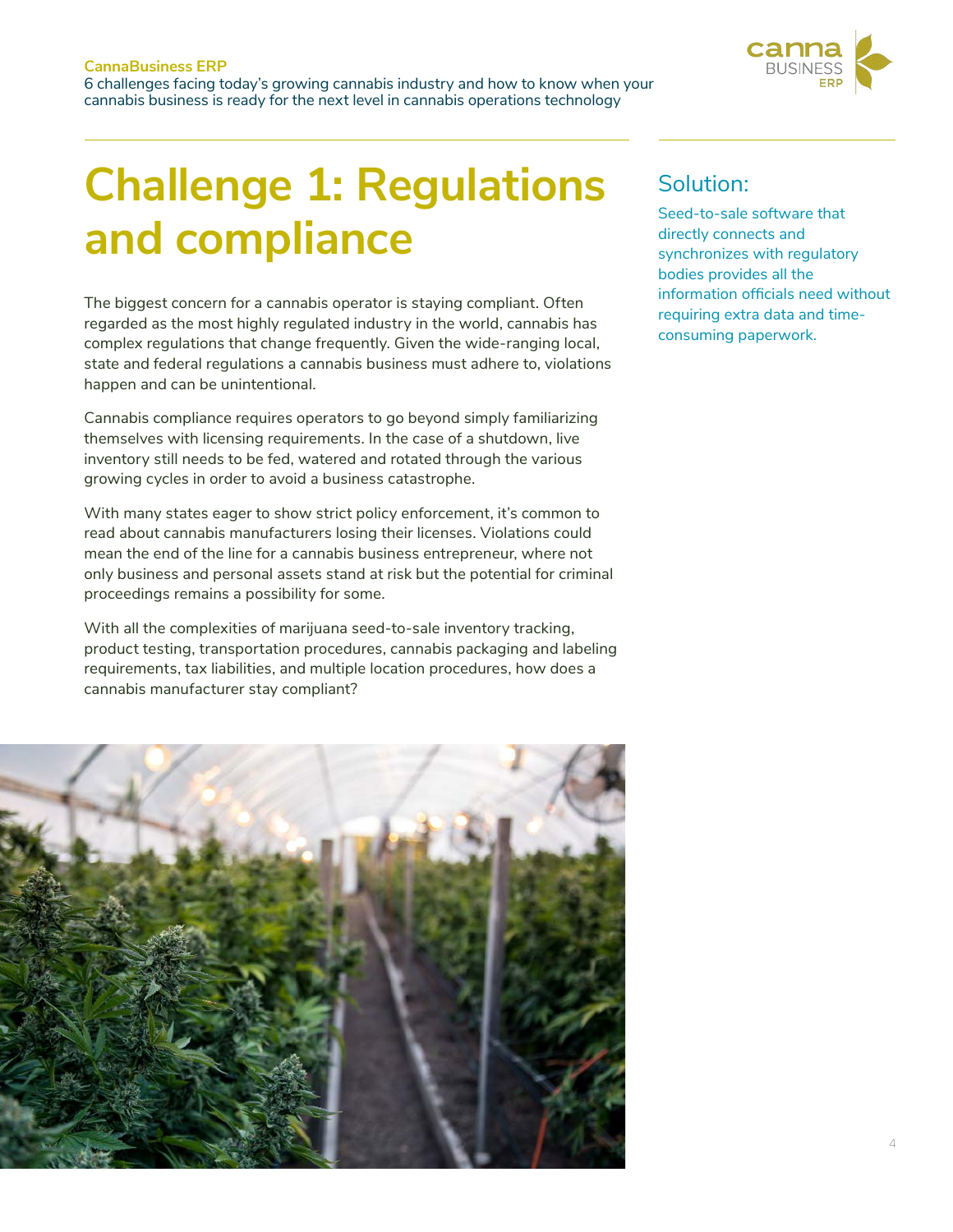# Challenge 1: Regulations and compliance

The biggest concern for a cannabis operator is staying compliant. Often regarded as the most highly regulated industry in the world, cannabis has complex regulations that change frequently. Given the wide-ranging local, state and federal regulations a cannabis business must adhere to, violations happen and can be unintentional.

Cannabis compliance requires operators to go beyond simply familiarizing themselves with licensing requirements. In the case of a shutdown, live inventory still needs to be fed, watered and rotated through the various growing cycles in order to avoid a business catastrophe.

With many states eager to show strict policy enforcement, it's common to read about cannabis manufacturers losing their licenses. Violations could mean the end of the line for a cannabis business entrepreneur, where not only business and personal assets stand at risk but the potential for criminal proceedings remains a possibility for some.

With all the complexities of marijuana seed-to-sale inventory tracking, product testing, transportation procedures, cannabis packaging and labeling requirements, tax liabilities, and multiple location procedures, how does a cannabis manufacturer stay compliant?

## Solution:

Seed-to-sale software that directly connects and synchronizes with regulatory bodies provides all the information officials need without requiring extra data and time-consuming paperwork.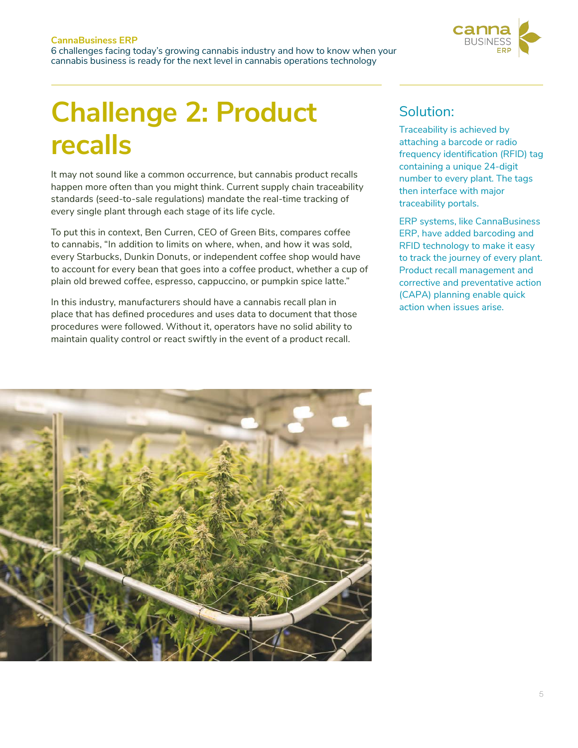# Challenge 2: Product recalls

It may not sound like a common occurrence, but cannabis product recalls happen more often than you might think. Current supply chain traceability standards (seed-to-sale regulations) mandate the real-time tracking of every single plant through each stage of its life cycle.

To put this in context, Ben Curren, CEO of Green Bits, compares coffee to cannabis, "In addition to limits on where, when, and how it was sold, every Starbucks, Dunkin Donuts, or independent coffee shop would have to account for every bean that goes into a coffee product, whether a cup of plain old brewed coffee, espresso, cappuccino, or pumpkin spice latte."

In this industry, manufacturers should have a cannabis recall plan in place that has defined procedures and uses data to document that those procedures were followed. Without it, operators have no solid ability to maintain quality control or react swiftly in the event of a product recall.

## Solution:

Traceability is achieved by attaching a barcode or radio frequency identification (RFID) tag containing a unique 24-digit number to every plant. The tags then interface with major traceability portals.

ERP systems, like CannaBusiness ERP, have added barcoding and RFID technology to make it easy to track the journey of every plant. Product recall management and corrective and preventative action (CAPA) planning enable quick action when issues arise.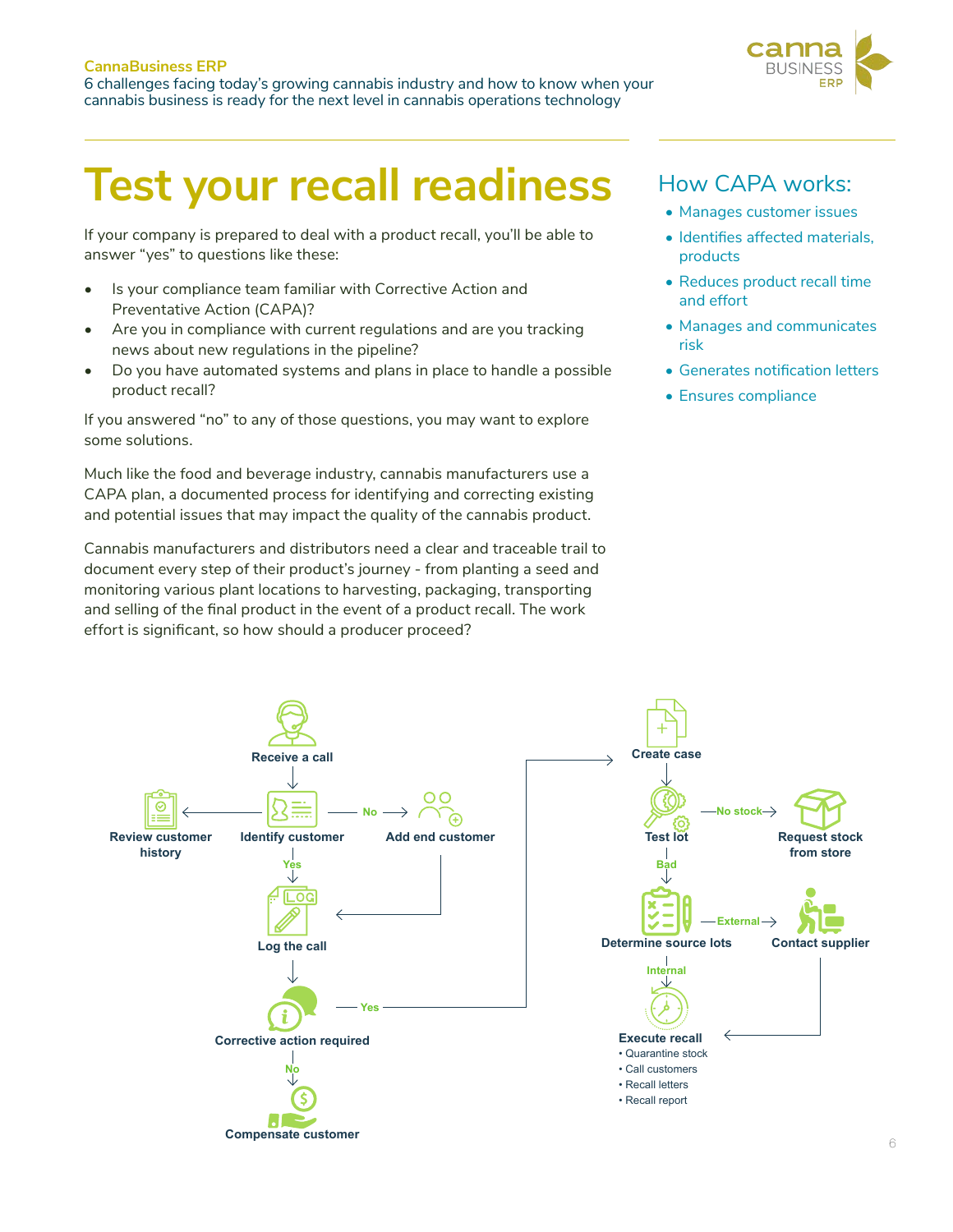# Test your recall readiness

If your company is prepared to deal with a product recall, you'll be able to answer "yes" to questions like these:

- Is your compliance team familiar with Corrective Action and Preventative Action (CAPA)?
- Are you in compliance with current regulations and are you tracking news about new regulations in the pipeline?
- Do you have automated systems and plans in place to handle a possible product recall?

If you answered "no" to any of those questions, you may want to explore some solutions.

Much like the food and beverage industry, cannabis manufacturers use a CAPA plan, a documented process for identifying and correcting existing and potential issues that may impact the quality of the cannabis product.

Cannabis manufacturers and distributors need a clear and traceable trail to document every step of their product's journey - from planting a seed and monitoring various plant locations to harvesting, packaging, transporting and selling of the final product in the event of a product recall. The work effort is significant, so how should a producer proceed?

## How CAPA works:

- Manages customer issues
- Identifies affected materials, products
- Reduces product recall time and effort
- Manages and communicates risk
- Generates notification letters
- Ensures compliance

Receive a call → Identify customer

Identify customer → Review customer history

Identify customer — No → Add end customer → Log the call

Identify customer — Yes → Log the call

Log the call → Corrective action required

Corrective action required — No → Compensate customer

Corrective action required — Yes → Create case

Create case → Test lot

Test lot — No stock → Request stock from store

Test lot — Bad → Determine source lots

Determine source lots — External → Contact supplier → Execute recall

Determine source lots — Internal → Execute recall

**Execute recall**
- Quarantine stock
- Call customers
- Recall letters
- Recall report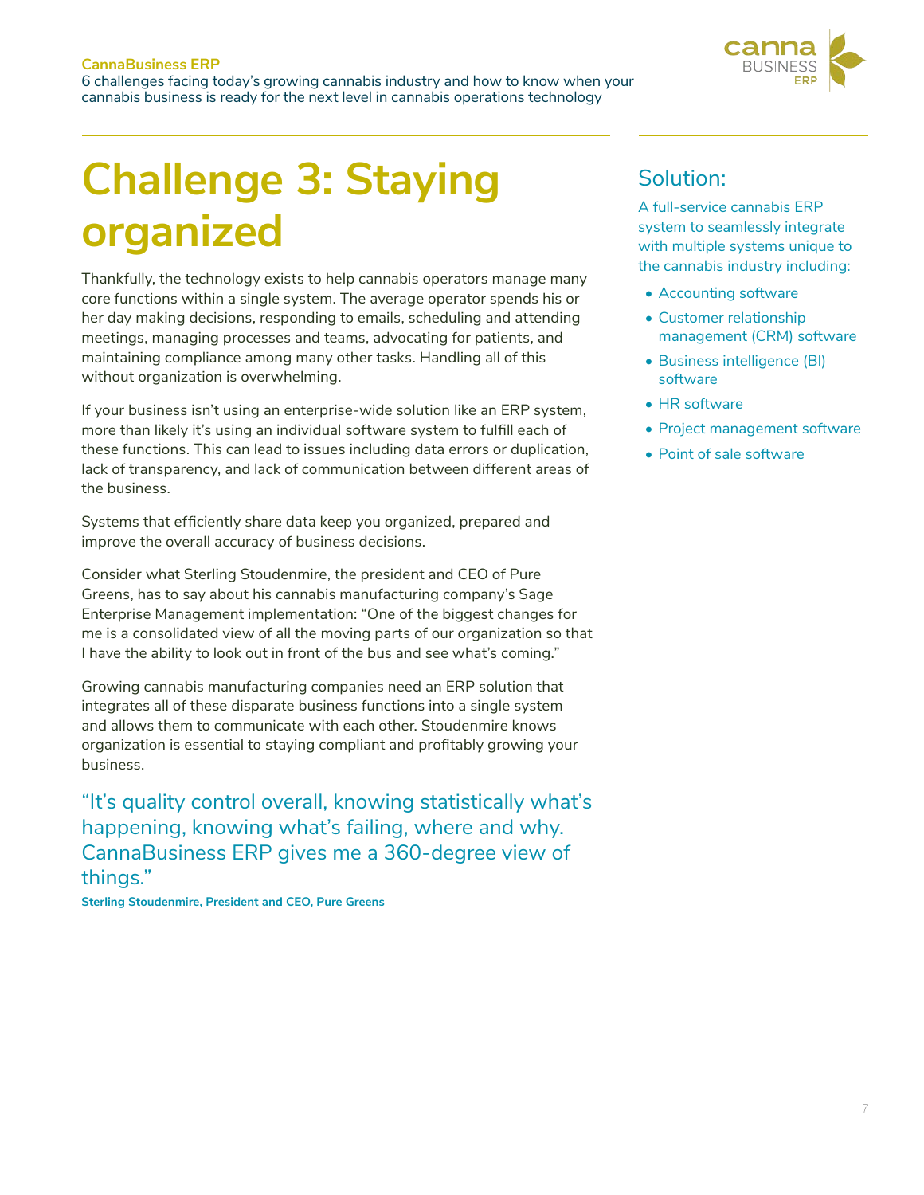# Challenge 3: Staying organized

Thankfully, the technology exists to help cannabis operators manage many core functions within a single system. The average operator spends his or her day making decisions, responding to emails, scheduling and attending meetings, managing processes and teams, advocating for patients, and maintaining compliance among many other tasks. Handling all of this without organization is overwhelming.

If your business isn't using an enterprise-wide solution like an ERP system, more than likely it's using an individual software system to fulfill each of these functions. This can lead to issues including data errors or duplication, lack of transparency, and lack of communication between different areas of the business.

Systems that efficiently share data keep you organized, prepared and improve the overall accuracy of business decisions.

Consider what Sterling Stoudenmire, the president and CEO of Pure Greens, has to say about his cannabis manufacturing company's Sage Enterprise Management implementation: "One of the biggest changes for me is a consolidated view of all the moving parts of our organization so that I have the ability to look out in front of the bus and see what's coming."

Growing cannabis manufacturing companies need an ERP solution that integrates all of these disparate business functions into a single system and allows them to communicate with each other. Stoudenmire knows organization is essential to staying compliant and profitably growing your business.

> "It's quality control overall, knowing statistically what's happening, knowing what's failing, where and why. CannaBusiness ERP gives me a 360-degree view of things."
>
> **Sterling Stoudenmire, President and CEO, Pure Greens**

## Solution:

A full-service cannabis ERP system to seamlessly integrate with multiple systems unique to the cannabis industry including:

- Accounting software
- Customer relationship management (CRM) software
- Business intelligence (BI) software
- HR software
- Project management software
- Point of sale software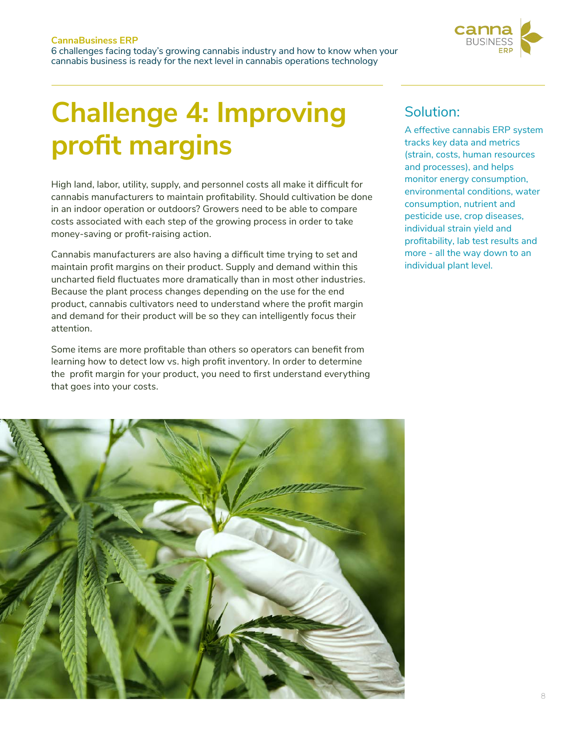# Challenge 4: Improving profit margins

High land, labor, utility, supply, and personnel costs all make it difficult for cannabis manufacturers to maintain profitability. Should cultivation be done in an indoor operation or outdoors? Growers need to be able to compare costs associated with each step of the growing process in order to take money-saving or profit-raising action.

Cannabis manufacturers are also having a difficult time trying to set and maintain profit margins on their product. Supply and demand within this uncharted field fluctuates more dramatically than in most other industries. Because the plant process changes depending on the use for the end product, cannabis cultivators need to understand where the profit margin and demand for their product will be so they can intelligently focus their attention.

Some items are more profitable than others so operators can benefit from learning how to detect low vs. high profit inventory. In order to determine the profit margin for your product, you need to first understand everything that goes into your costs.

## Solution:

A effective cannabis ERP system tracks key data and metrics (strain, costs, human resources and processes), and helps monitor energy consumption, environmental conditions, water consumption, nutrient and pesticide use, crop diseases, individual strain yield and profitability, lab test results and more - all the way down to an individual plant level.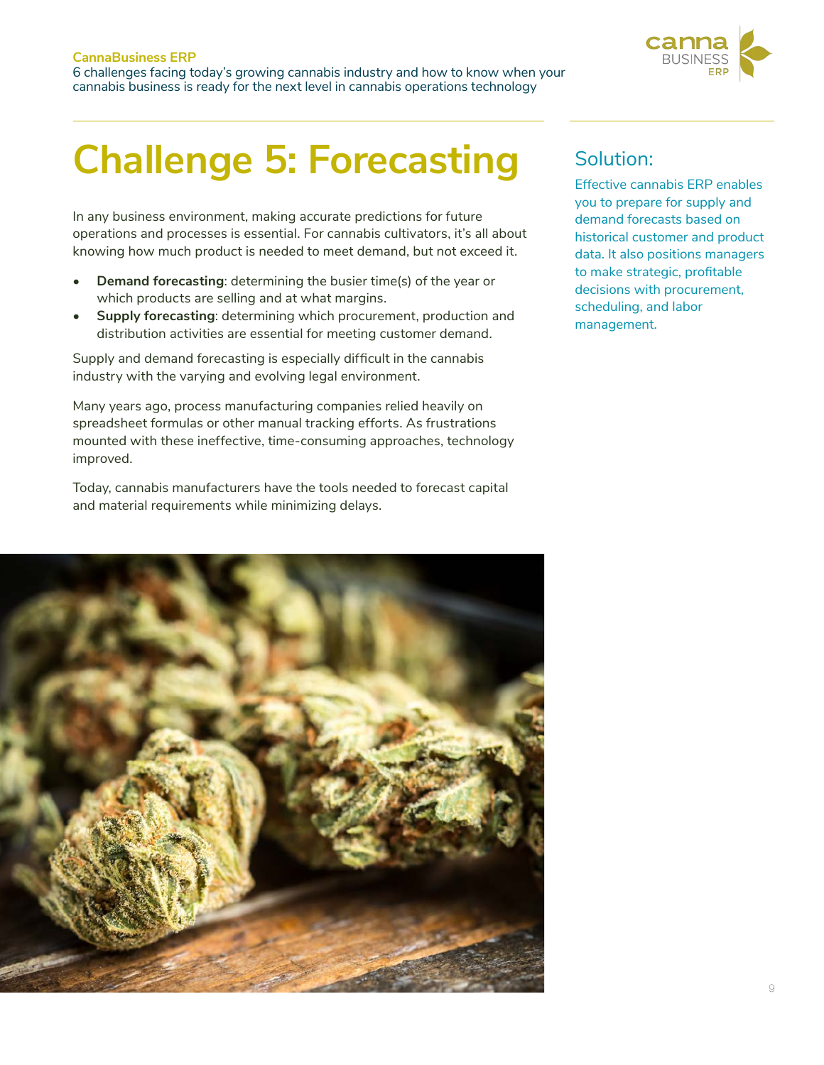# Challenge 5: Forecasting

In any business environment, making accurate predictions for future operations and processes is essential. For cannabis cultivators, it's all about knowing how much product is needed to meet demand, but not exceed it.

- **Demand forecasting**: determining the busier time(s) of the year or which products are selling and at what margins.
- **Supply forecasting**: determining which procurement, production and distribution activities are essential for meeting customer demand.

Supply and demand forecasting is especially difficult in the cannabis industry with the varying and evolving legal environment.

Many years ago, process manufacturing companies relied heavily on spreadsheet formulas or other manual tracking efforts. As frustrations mounted with these ineffective, time-consuming approaches, technology improved.

Today, cannabis manufacturers have the tools needed to forecast capital and material requirements while minimizing delays.

## Solution:

Effective cannabis ERP enables you to prepare for supply and demand forecasts based on historical customer and product data. It also positions managers to make strategic, profitable decisions with procurement, scheduling, and labor management.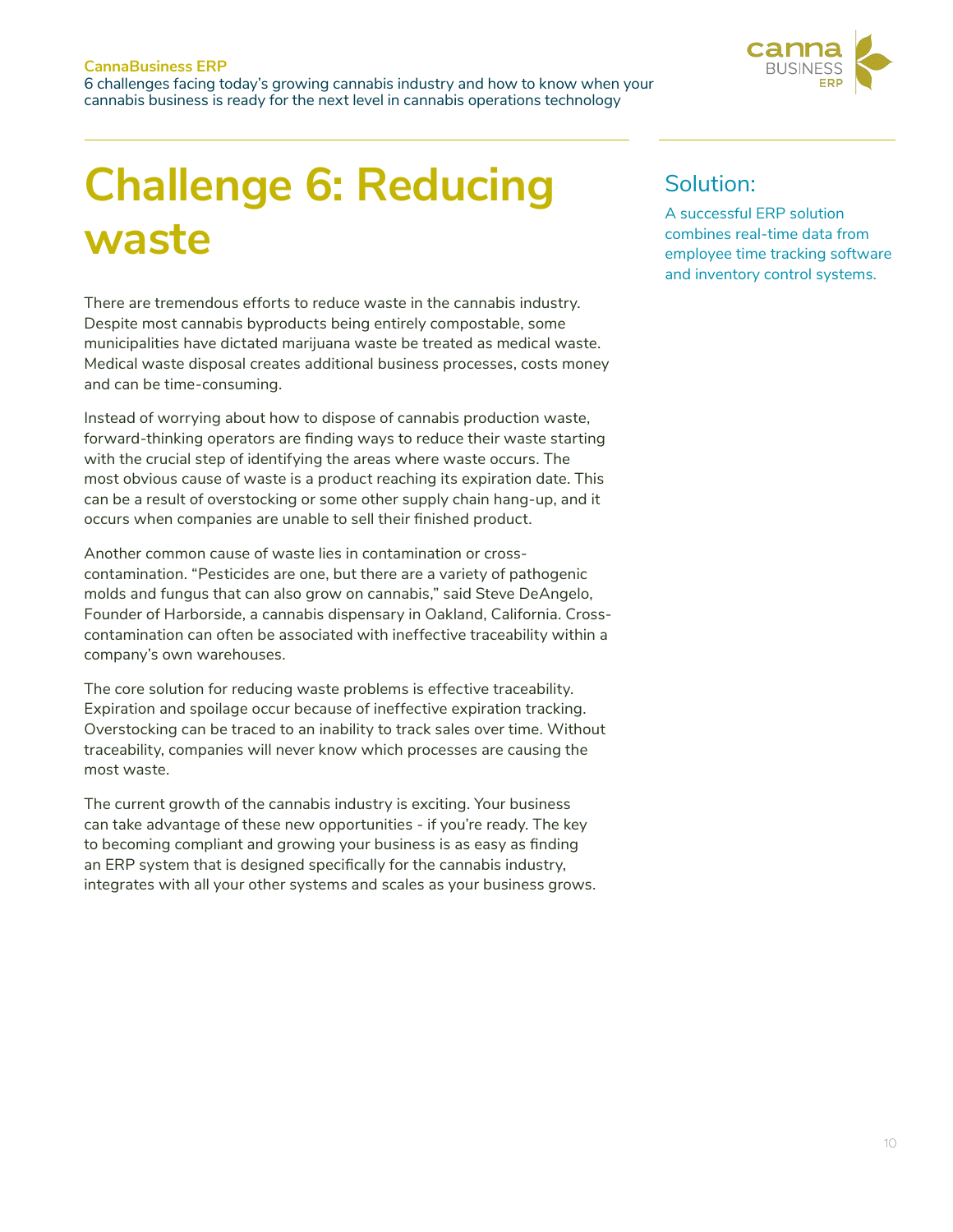# Challenge 6: Reducing waste

There are tremendous efforts to reduce waste in the cannabis industry. Despite most cannabis byproducts being entirely compostable, some municipalities have dictated marijuana waste be treated as medical waste. Medical waste disposal creates additional business processes, costs money and can be time-consuming.

Instead of worrying about how to dispose of cannabis production waste, forward-thinking operators are finding ways to reduce their waste starting with the crucial step of identifying the areas where waste occurs. The most obvious cause of waste is a product reaching its expiration date. This can be a result of overstocking or some other supply chain hang-up, and it occurs when companies are unable to sell their finished product.

Another common cause of waste lies in contamination or cross-contamination. "Pesticides are one, but there are a variety of pathogenic molds and fungus that can also grow on cannabis," said Steve DeAngelo, Founder of Harborside, a cannabis dispensary in Oakland, California. Cross-contamination can often be associated with ineffective traceability within a company's own warehouses.

The core solution for reducing waste problems is effective traceability. Expiration and spoilage occur because of ineffective expiration tracking. Overstocking can be traced to an inability to track sales over time. Without traceability, companies will never know which processes are causing the most waste.

The current growth of the cannabis industry is exciting. Your business can take advantage of these new opportunities - if you're ready. The key to becoming compliant and growing your business is as easy as finding an ERP system that is designed specifically for the cannabis industry, integrates with all your other systems and scales as your business grows.

## Solution:

A successful ERP solution combines real-time data from employee time tracking software and inventory control systems.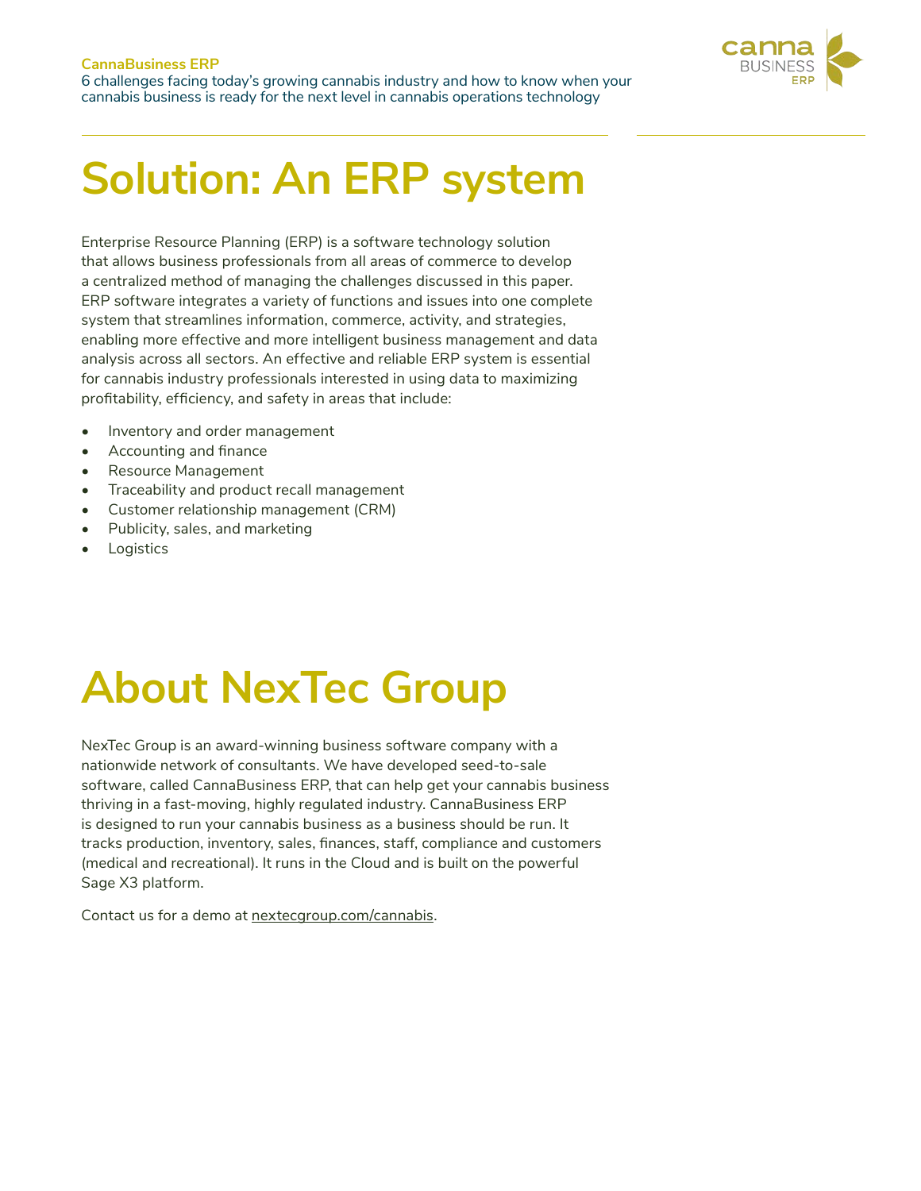# Solution: An ERP system

Enterprise Resource Planning (ERP) is a software technology solution that allows business professionals from all areas of commerce to develop a centralized method of managing the challenges discussed in this paper. ERP software integrates a variety of functions and issues into one complete system that streamlines information, commerce, activity, and strategies, enabling more effective and more intelligent business management and data analysis across all sectors. An effective and reliable ERP system is essential for cannabis industry professionals interested in using data to maximizing profitability, efficiency, and safety in areas that include:

- Inventory and order management
- Accounting and finance
- Resource Management
- Traceability and product recall management
- Customer relationship management (CRM)
- Publicity, sales, and marketing
- Logistics

# About NexTec Group

NexTec Group is an award-winning business software company with a nationwide network of consultants. We have developed seed-to-sale software, called CannaBusiness ERP, that can help get your cannabis business thriving in a fast-moving, highly regulated industry. CannaBusiness ERP is designed to run your cannabis business as a business should be run. It tracks production, inventory, sales, finances, staff, compliance and customers (medical and recreational). It runs in the Cloud and is built on the powerful Sage X3 platform.

Contact us for a demo at nextecgroup.com/cannabis.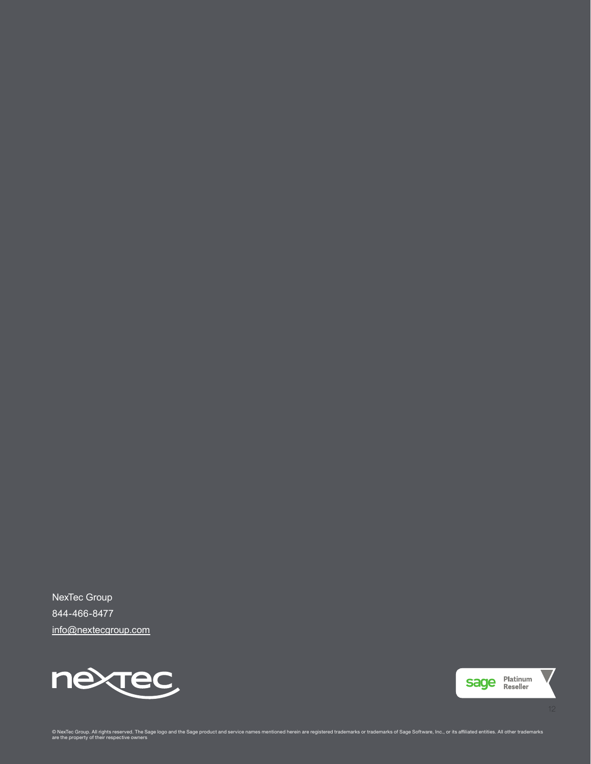NexTec Group

844-466-8477

info@nextecgroup.com

© NexTec Group. All rights reserved. The Sage logo and the Sage product and service names mentioned herein are registered trademarks or trademarks of Sage Software, Inc., or its affiliated entities. All other trademarks are the property of their respective owners